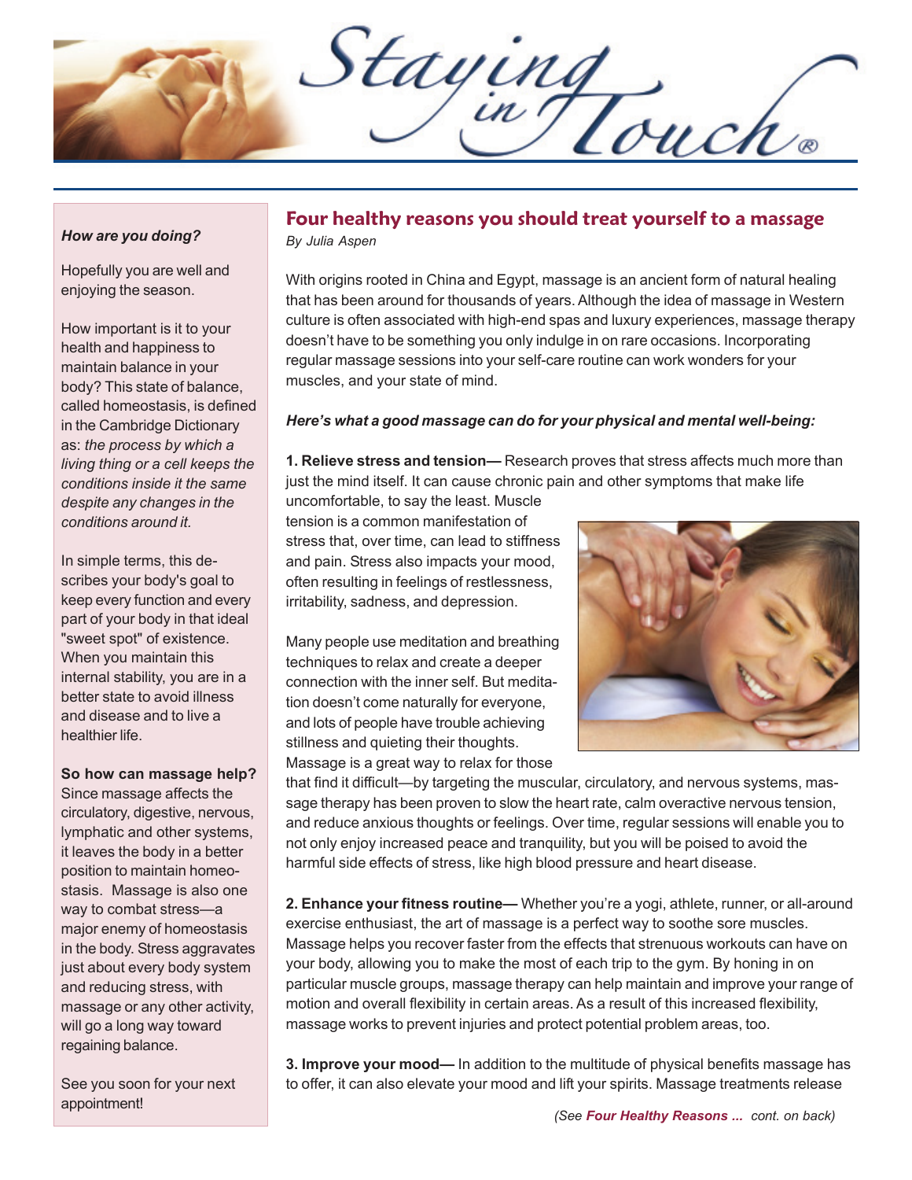# Staying in Touch®

## Four healthy reasons you should treat yourself to a massage

*By Julia Aspen*

With origins rooted in China and Egypt, massage is an ancient form of natural healing that has been around for thousands of years. Although the idea of massage in Western culture is often associated with high-end spas and luxury experiences, massage therapy doesn't have to be something you only indulge in on rare occasions. Incorporating regular massage sessions into your self-care routine can work wonders for your muscles, and your state of mind.

***Here's what a good massage can do for your physical and mental well-being:***

**1. Relieve stress and tension—** Research proves that stress affects much more than just the mind itself. It can cause chronic pain and other symptoms that make life uncomfortable, to say the least. Muscle tension is a common manifestation of stress that, over time, can lead to stiffness and pain. Stress also impacts your mood, often resulting in feelings of restlessness, irritability, sadness, and depression.

Many people use meditation and breathing techniques to relax and create a deeper connection with the inner self. But meditation doesn't come naturally for everyone, and lots of people have trouble achieving stillness and quieting their thoughts. Massage is a great way to relax for those that find it difficult—by targeting the muscular, circulatory, and nervous systems, massage therapy has been proven to slow the heart rate, calm overactive nervous tension, and reduce anxious thoughts or feelings. Over time, regular sessions will enable you to not only enjoy increased peace and tranquility, but you will be poised to avoid the harmful side effects of stress, like high blood pressure and heart disease.

**2. Enhance your fitness routine—** Whether you're a yogi, athlete, runner, or all-around exercise enthusiast, the art of massage is a perfect way to soothe sore muscles. Massage helps you recover faster from the effects that strenuous workouts can have on your body, allowing you to make the most of each trip to the gym. By honing in on particular muscle groups, massage therapy can help maintain and improve your range of motion and overall flexibility in certain areas. As a result of this increased flexibility, massage works to prevent injuries and protect potential problem areas, too.

**3. Improve your mood—** In addition to the multitude of physical benefits massage has to offer, it can also elevate your mood and lift your spirits. Massage treatments release

*(See **Four Healthy Reasons ...** cont. on back)*

---

***How are you doing?***

Hopefully you are well and enjoying the season.

How important is it to your health and happiness to maintain balance in your body? This state of balance, called homeostasis, is defined in the Cambridge Dictionary as: *the process by which a living thing or a cell keeps the conditions inside it the same despite any changes in the conditions around it.*

In simple terms, this describes your body's goal to keep every function and every part of your body in that ideal "sweet spot" of existence. When you maintain this internal stability, you are in a better state to avoid illness and disease and to live a healthier life.

**So how can massage help?**
Since massage affects the circulatory, digestive, nervous, lymphatic and other systems, it leaves the body in a better position to maintain homeostasis. Massage is also one way to combat stress—a major enemy of homeostasis in the body. Stress aggravates just about every body system and reducing stress, with massage or any other activity, will go a long way toward regaining balance.

See you soon for your next appointment!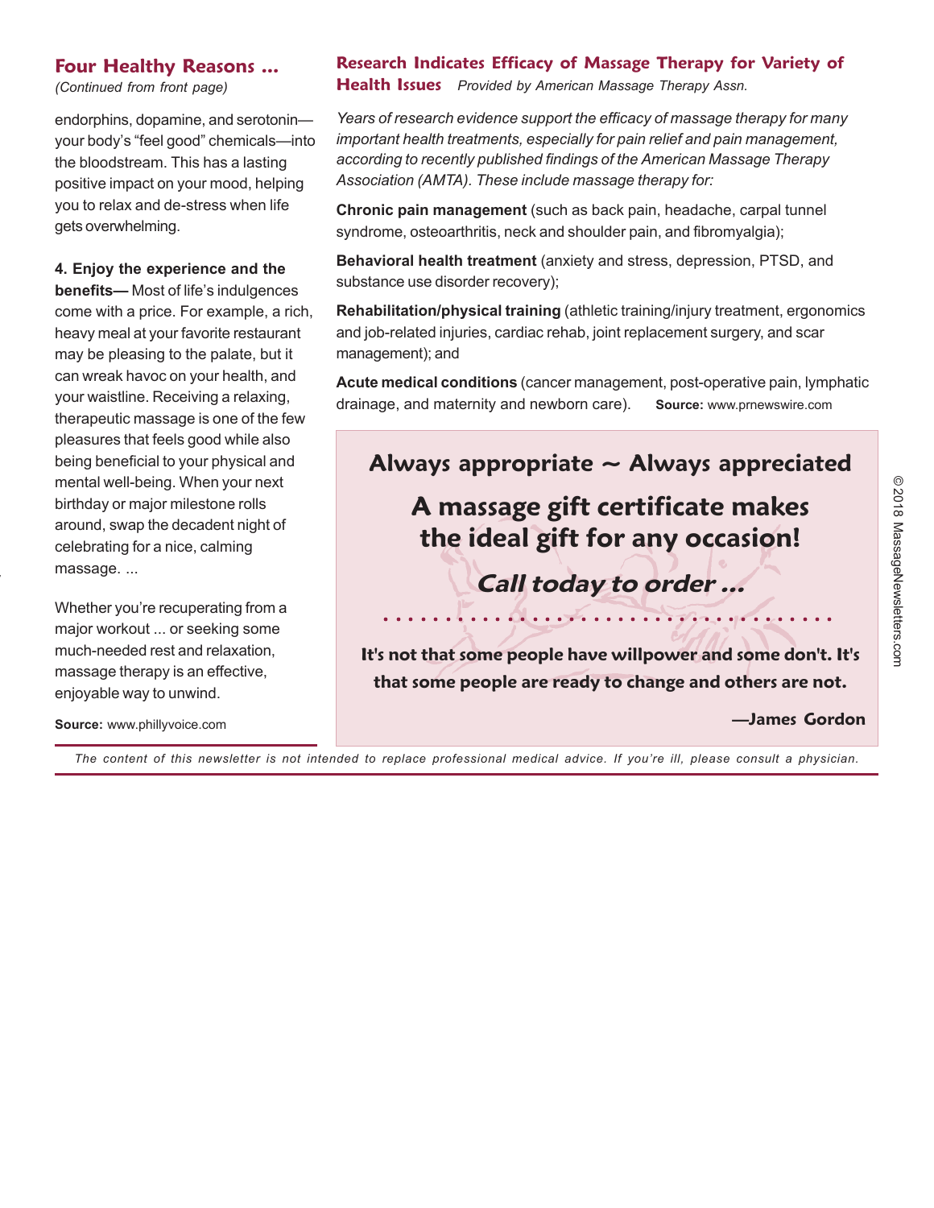## Four Healthy Reasons ...

*(Continued from front page)*

endorphins, dopamine, and serotonin—your body's "feel good" chemicals—into the bloodstream. This has a lasting positive impact on your mood, helping you to relax and de-stress when life gets overwhelming.

**4. Enjoy the experience and the benefits—** Most of life's indulgences come with a price. For example, a rich, heavy meal at your favorite restaurant may be pleasing to the palate, but it can wreak havoc on your health, and your waistline. Receiving a relaxing, therapeutic massage is one of the few pleasures that feels good while also being beneficial to your physical and mental well-being. When your next birthday or major milestone rolls around, swap the decadent night of celebrating for a nice, calming massage. ...

Whether you're recuperating from a major workout ... or seeking some much-needed rest and relaxation, massage therapy is an effective, enjoyable way to unwind.

**Source:** www.phillyvoice.com

## Research Indicates Efficacy of Massage Therapy for Variety of Health Issues

*Provided by American Massage Therapy Assn.*

*Years of research evidence support the efficacy of massage therapy for many important health treatments, especially for pain relief and pain management, according to recently published findings of the American Massage Therapy Association (AMTA). These include massage therapy for:*

**Chronic pain management** (such as back pain, headache, carpal tunnel syndrome, osteoarthritis, neck and shoulder pain, and fibromyalgia);

**Behavioral health treatment** (anxiety and stress, depression, PTSD, and substance use disorder recovery);

**Rehabilitation/physical training** (athletic training/injury treatment, ergonomics and job-related injuries, cardiac rehab, joint replacement surgery, and scar management); and

**Acute medical conditions** (cancer management, post-operative pain, lymphatic drainage, and maternity and newborn care). **Source:** www.prnewswire.com

**Always appropriate ~ Always appreciated**

**A massage gift certificate makes the ideal gift for any occasion!**

***Call today to order ...***

**It's not that some people have willpower and some don't. It's that some people are ready to change and others are not.**

**—James Gordon**

*The content of this newsletter is not intended to replace professional medical advice. If you're ill, please consult a physician.*

© 2018 MassageNewsletters.com